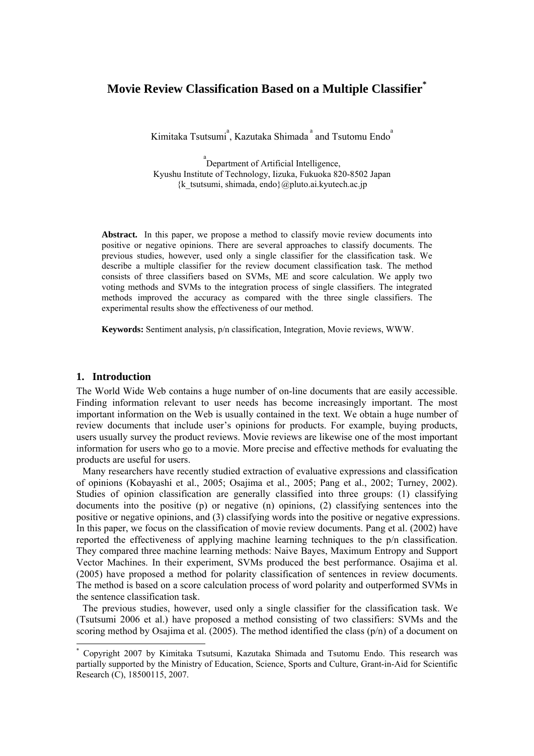# Movie Review Classification Based on a Multiple Classifier[*]

Kimitaka Tsutsumi[a], Kazutaka Shimada[a] and Tsutomu Endo[a]

[a]Department of Artificial Intelligence,
Kyushu Institute of Technology, Iizuka, Fukuoka 820-8502 Japan
{k_tsutsumi, shimada, endo}@pluto.ai.kyutech.ac.jp

**Abstract.** In this paper, we propose a method to classify movie review documents into positive or negative opinions. There are several approaches to classify documents. The previous studies, however, used only a single classifier for the classification task. We describe a multiple classifier for the review document classification task. The method consists of three classifiers based on SVMs, ME and score calculation. We apply two voting methods and SVMs to the integration process of single classifiers. The integrated methods improved the accuracy as compared with the three single classifiers. The experimental results show the effectiveness of our method.

**Keywords:** Sentiment analysis, p/n classification, Integration, Movie reviews, WWW.

## 1. Introduction

The World Wide Web contains a huge number of on-line documents that are easily accessible. Finding information relevant to user needs has become increasingly important. The most important information on the Web is usually contained in the text. We obtain a huge number of review documents that include user's opinions for products. For example, buying products, users usually survey the product reviews. Movie reviews are likewise one of the most important information for users who go to a movie. More precise and effective methods for evaluating the products are useful for users.

Many researchers have recently studied extraction of evaluative expressions and classification of opinions (Kobayashi et al., 2005; Osajima et al., 2005; Pang et al., 2002; Turney, 2002). Studies of opinion classification are generally classified into three groups: (1) classifying documents into the positive (p) or negative (n) opinions, (2) classifying sentences into the positive or negative opinions, and (3) classifying words into the positive or negative expressions. In this paper, we focus on the classification of movie review documents. Pang et al. (2002) have reported the effectiveness of applying machine learning techniques to the p/n classification. They compared three machine learning methods: Naive Bayes, Maximum Entropy and Support Vector Machines. In their experiment, SVMs produced the best performance. Osajima et al. (2005) have proposed a method for polarity classification of sentences in review documents. The method is based on a score calculation process of word polarity and outperformed SVMs in the sentence classification task.

The previous studies, however, used only a single classifier for the classification task. We (Tsutsumi 2006 et al.) have proposed a method consisting of two classifiers: SVMs and the scoring method by Osajima et al. (2005). The method identified the class (p/n) of a document on

[*] Copyright 2007 by Kimitaka Tsutsumi, Kazutaka Shimada and Tsutomu Endo. This research was partially supported by the Ministry of Education, Science, Sports and Culture, Grant-in-Aid for Scientific Research (C), 18500115, 2007.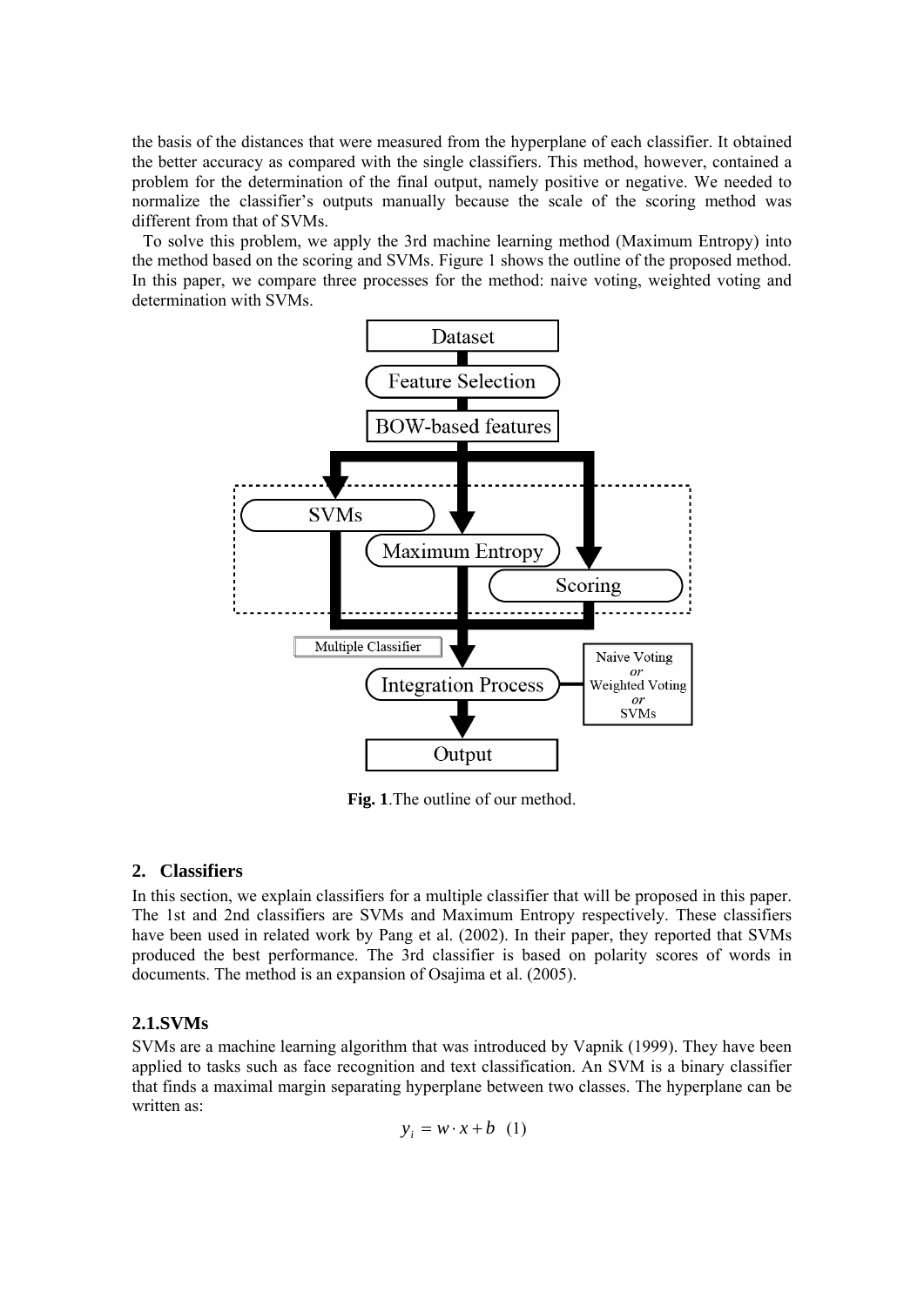the basis of the distances that were measured from the hyperplane of each classifier. It obtained the better accuracy as compared with the single classifiers. This method, however, contained a problem for the determination of the final output, namely positive or negative. We needed to normalize the classifier's outputs manually because the scale of the scoring method was different from that of SVMs.

To solve this problem, we apply the 3rd machine learning method (Maximum Entropy) into the method based on the scoring and SVMs. Figure 1 shows the outline of the proposed method. In this paper, we compare three processes for the method: naive voting, weighted voting and determination with SVMs.

**Fig. 1**.The outline of our method.

## 2. Classifiers

In this section, we explain classifiers for a multiple classifier that will be proposed in this paper. The 1st and 2nd classifiers are SVMs and Maximum Entropy respectively. These classifiers have been used in related work by Pang et al. (2002). In their paper, they reported that SVMs produced the best performance. The 3rd classifier is based on polarity scores of words in documents. The method is an expansion of Osajima et al. (2005).

### 2.1.SVMs

SVMs are a machine learning algorithm that was introduced by Vapnik (1999). They have been applied to tasks such as face recognition and text classification. An SVM is a binary classifier that finds a maximal margin separating hyperplane between two classes. The hyperplane can be written as:

$$y_i = w \cdot x + b \quad (1)$$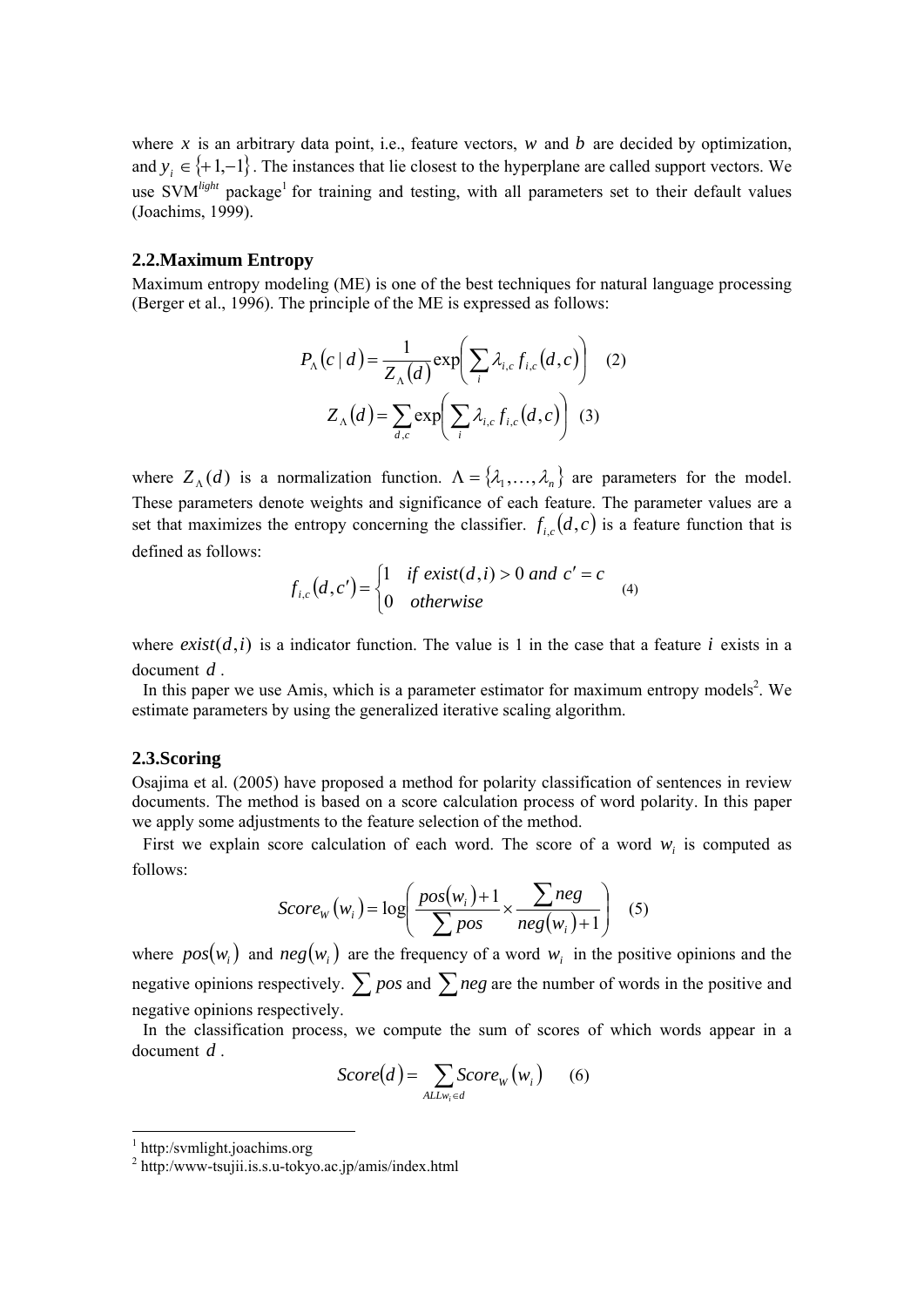where $x$ is an arbitrary data point, i.e., feature vectors, $w$ and $b$ are decided by optimization, and $y_i \in \{+1, -1\}$. The instances that lie closest to the hyperplane are called support vectors. We use SVM$^{light}$ package[1] for training and testing, with all parameters set to their default values (Joachims, 1999).

## 2.2.Maximum Entropy

Maximum entropy modeling (ME) is one of the best techniques for natural language processing (Berger et al., 1996). The principle of the ME is expressed as follows:

$$P_\Lambda(c \mid d) = \frac{1}{Z_\Lambda(d)} \exp\left( \sum_i \lambda_{i,c} f_{i,c}(d, c) \right) \quad (2)$$

$$Z_\Lambda(d) = \sum_{d,c} \exp\left( \sum_i \lambda_{i,c} f_{i,c}(d, c) \right) \quad (3)$$

where $Z_\Lambda(d)$ is a normalization function. $\Lambda = \{\lambda_1, \ldots, \lambda_n\}$ are parameters for the model. These parameters denote weights and significance of each feature. The parameter values are a set that maximizes the entropy concerning the classifier. $f_{i,c}(d, c)$ is a feature function that is defined as follows:

$$f_{i,c}(d, c') = \begin{cases} 1 & if\ exist(d, i) > 0\ and\ c' = c \\ 0 & otherwise \end{cases} \quad (4)$$

where $exist(d, i)$ is a indicator function. The value is 1 in the case that a feature $i$ exists in a document $d$.

In this paper we use Amis, which is a parameter estimator for maximum entropy models[2]. We estimate parameters by using the generalized iterative scaling algorithm.

## 2.3.Scoring

Osajima et al. (2005) have proposed a method for polarity classification of sentences in review documents. The method is based on a score calculation process of word polarity. In this paper we apply some adjustments to the feature selection of the method.

First we explain score calculation of each word. The score of a word $w_i$ is computed as follows:

$$Score_W(w_i) = \log\left( \frac{pos(w_i) + 1}{\sum pos} \times \frac{\sum neg}{neg(w_i) + 1} \right) \quad (5)$$

where $pos(w_i)$ and $neg(w_i)$ are the frequency of a word $w_i$ in the positive opinions and the negative opinions respectively. $\sum pos$ and $\sum neg$ are the number of words in the positive and negative opinions respectively.

In the classification process, we compute the sum of scores of which words appear in a document $d$.

$$Score(d) = \sum_{ALL w_i \in d} Score_W(w_i) \quad (6)$$

---

[1] http:/svmlight.joachims.org

[2] http:/www-tsujii.is.s.u-tokyo.ac.jp/amis/index.html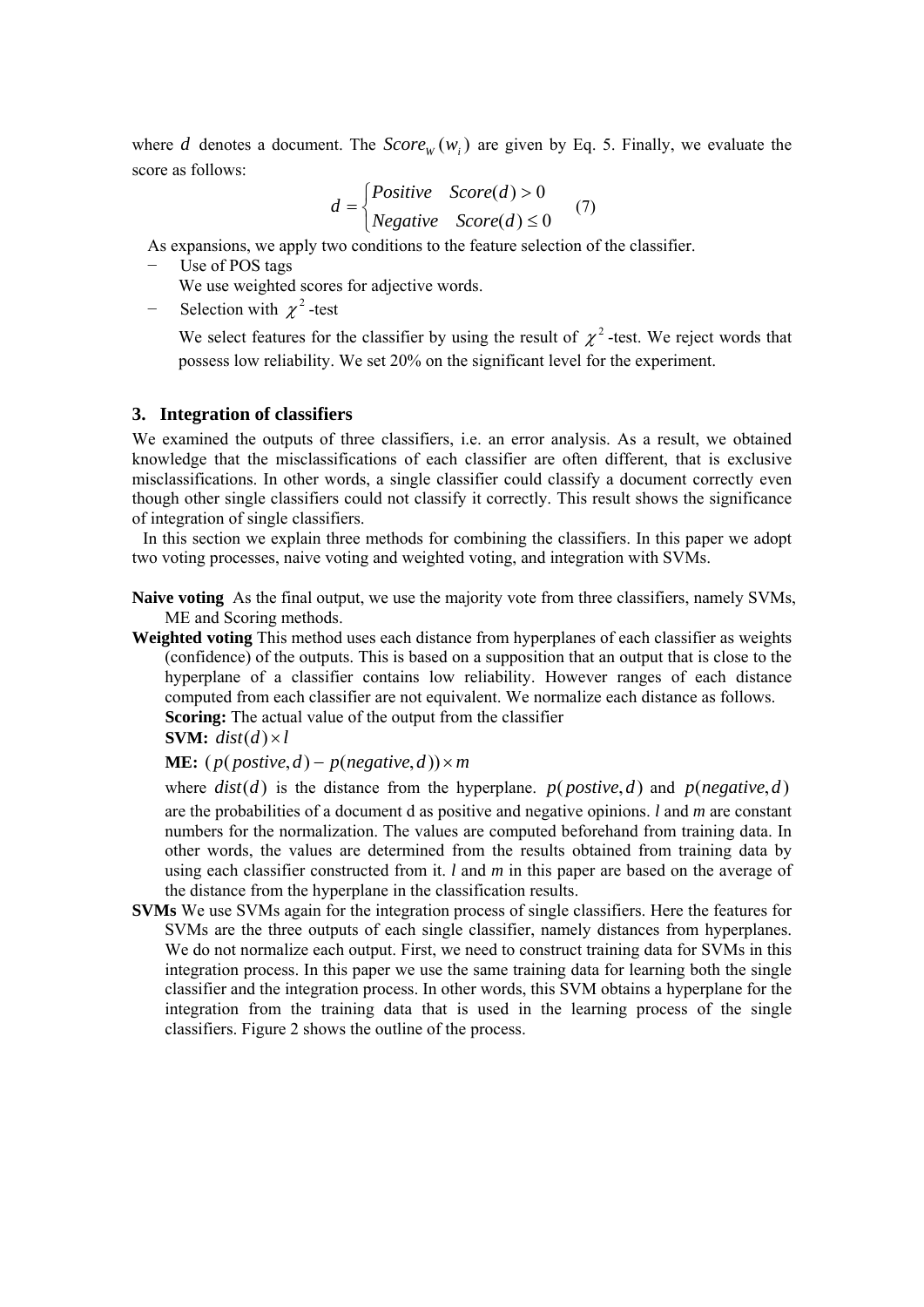where $d$ denotes a document. The $Score_W(w_i)$ are given by Eq. 5. Finally, we evaluate the score as follows:

$$d = \begin{cases} Positive & Score(d) > 0 \\ Negative & Score(d) \leq 0 \end{cases} \quad (7)$$

As expansions, we apply two conditions to the feature selection of the classifier.

- Use of POS tags

  We use weighted scores for adjective words.

- Selection with $\chi^2$-test

  We select features for the classifier by using the result of $\chi^2$-test. We reject words that possess low reliability. We set 20% on the significant level for the experiment.

## 3. Integration of classifiers

We examined the outputs of three classifiers, i.e. an error analysis. As a result, we obtained knowledge that the misclassifications of each classifier are often different, that is exclusive misclassifications. In other words, a single classifier could classify a document correctly even though other single classifiers could not classify it correctly. This result shows the significance of integration of single classifiers.

In this section we explain three methods for combining the classifiers. In this paper we adopt two voting processes, naive voting and weighted voting, and integration with SVMs.

**Naive voting** As the final output, we use the majority vote from three classifiers, namely SVMs, ME and Scoring methods.

**Weighted voting** This method uses each distance from hyperplanes of each classifier as weights (confidence) of the outputs. This is based on a supposition that an output that is close to the hyperplane of a classifier contains low reliability. However ranges of each distance computed from each classifier are not equivalent. We normalize each distance as follows.

**Scoring:** The actual value of the output from the classifier

**SVM:** $dist(d) \times l$

**ME:** $(p(postive, d) - p(negative, d)) \times m$

where $dist(d)$ is the distance from the hyperplane. $p(postive, d)$ and $p(negative, d)$ are the probabilities of a document d as positive and negative opinions. *l* and *m* are constant numbers for the normalization. The values are computed beforehand from training data. In other words, the values are determined from the results obtained from training data by using each classifier constructed from it. *l* and *m* in this paper are based on the average of the distance from the hyperplane in the classification results.

**SVMs** We use SVMs again for the integration process of single classifiers. Here the features for SVMs are the three outputs of each single classifier, namely distances from hyperplanes. We do not normalize each output. First, we need to construct training data for SVMs in this integration process. In this paper we use the same training data for learning both the single classifier and the integration process. In other words, this SVM obtains a hyperplane for the integration from the training data that is used in the learning process of the single classifiers. Figure 2 shows the outline of the process.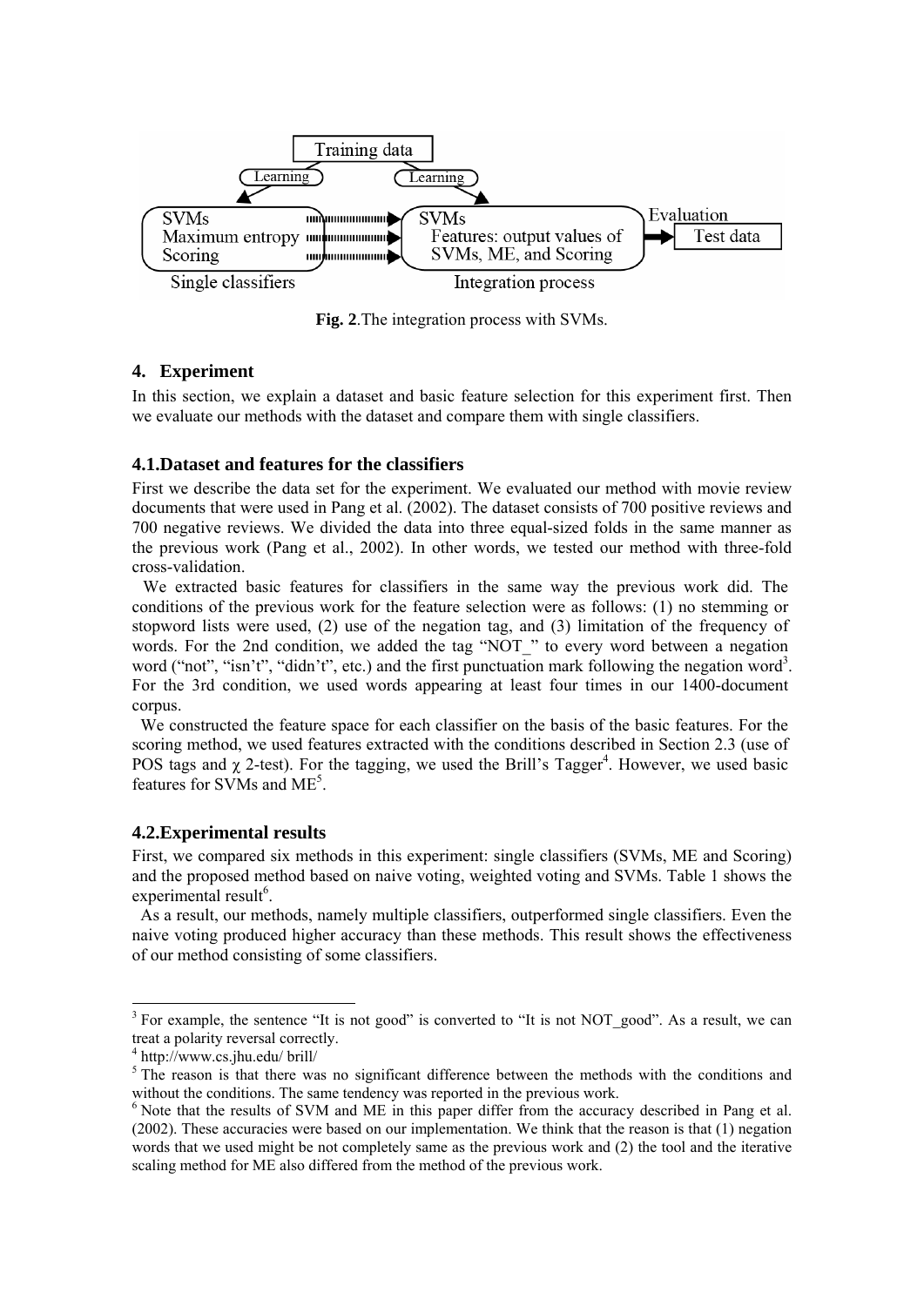Fig. 2.The integration process with SVMs.

## 4. Experiment

In this section, we explain a dataset and basic feature selection for this experiment first. Then we evaluate our methods with the dataset and compare them with single classifiers.

### 4.1.Dataset and features for the classifiers

First we describe the data set for the experiment. We evaluated our method with movie review documents that were used in Pang et al. (2002). The dataset consists of 700 positive reviews and 700 negative reviews. We divided the data into three equal-sized folds in the same manner as the previous work (Pang et al., 2002). In other words, we tested our method with three-fold cross-validation.

We extracted basic features for classifiers in the same way the previous work did. The conditions of the previous work for the feature selection were as follows: (1) no stemming or stopword lists were used, (2) use of the negation tag, and (3) limitation of the frequency of words. For the 2nd condition, we added the tag "NOT_" to every word between a negation word ("not", "isn't", "didn't", etc.) and the first punctuation mark following the negation word[3]. For the 3rd condition, we used words appearing at least four times in our 1400-document corpus.

We constructed the feature space for each classifier on the basis of the basic features. For the scoring method, we used features extracted with the conditions described in Section 2.3 (use of POS tags and $\chi$ 2-test). For the tagging, we used the Brill's Tagger[4]. However, we used basic features for SVMs and ME[5].

### 4.2.Experimental results

First, we compared six methods in this experiment: single classifiers (SVMs, ME and Scoring) and the proposed method based on naive voting, weighted voting and SVMs. Table 1 shows the experimental result[6].

As a result, our methods, namely multiple classifiers, outperformed single classifiers. Even the naive voting produced higher accuracy than these methods. This result shows the effectiveness of our method consisting of some classifiers.

---

[3] For example, the sentence "It is not good" is converted to "It is not NOT_good". As a result, we can treat a polarity reversal correctly.

[4] http://www.cs.jhu.edu/ brill/

[5] The reason is that there was no significant difference between the methods with the conditions and without the conditions. The same tendency was reported in the previous work.

[6] Note that the results of SVM and ME in this paper differ from the accuracy described in Pang et al. (2002). These accuracies were based on our implementation. We think that the reason is that (1) negation words that we used might be not completely same as the previous work and (2) the tool and the iterative scaling method for ME also differed from the method of the previous work.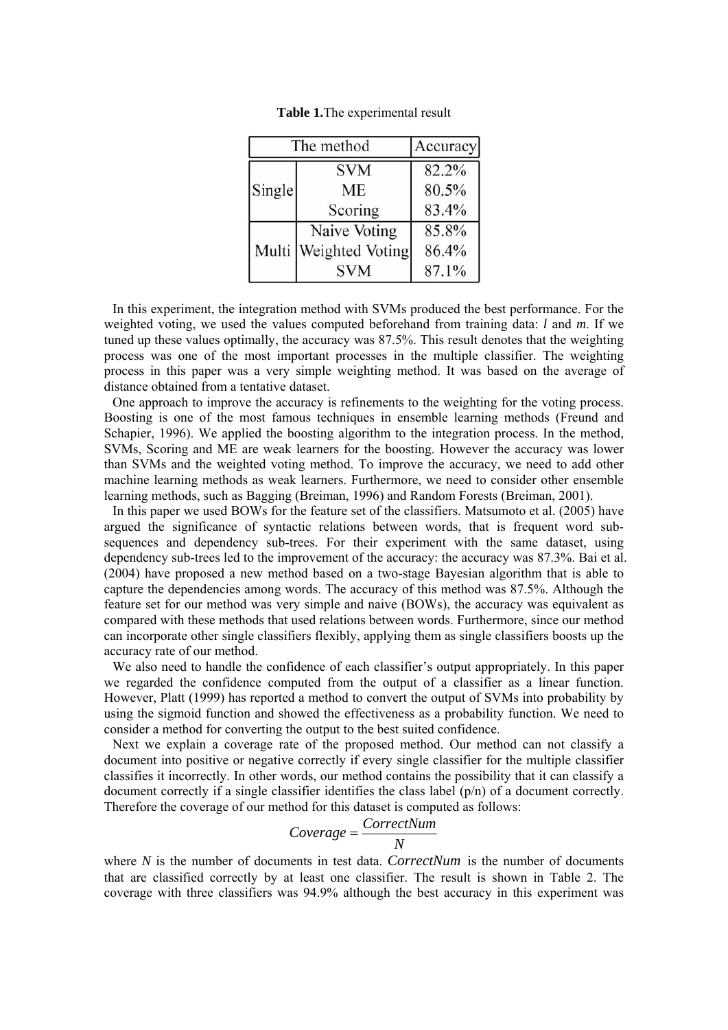**Table 1.** The experimental result

| The method | | Accuracy |
|---|---|---|
| Single | SVM | 82.2% |
| | ME | 80.5% |
| | Scoring | 83.4% |
| Multi | Naive Voting | 85.8% |
| | Weighted Voting | 86.4% |
| | SVM | 87.1% |

In this experiment, the integration method with SVMs produced the best performance. For the weighted voting, we used the values computed beforehand from training data: $l$ and $m$. If we tuned up these values optimally, the accuracy was 87.5%. This result denotes that the weighting process was one of the most important processes in the multiple classifier. The weighting process in this paper was a very simple weighting method. It was based on the average of distance obtained from a tentative dataset.

One approach to improve the accuracy is refinements to the weighting for the voting process. Boosting is one of the most famous techniques in ensemble learning methods (Freund and Schapier, 1996). We applied the boosting algorithm to the integration process. In the method, SVMs, Scoring and ME are weak learners for the boosting. However the accuracy was lower than SVMs and the weighted voting method. To improve the accuracy, we need to add other machine learning methods as weak learners. Furthermore, we need to consider other ensemble learning methods, such as Bagging (Breiman, 1996) and Random Forests (Breiman, 2001).

In this paper we used BOWs for the feature set of the classifiers. Matsumoto et al. (2005) have argued the significance of syntactic relations between words, that is frequent word sub-sequences and dependency sub-trees. For their experiment with the same dataset, using dependency sub-trees led to the improvement of the accuracy: the accuracy was 87.3%. Bai et al. (2004) have proposed a new method based on a two-stage Bayesian algorithm that is able to capture the dependencies among words. The accuracy of this method was 87.5%. Although the feature set for our method was very simple and naive (BOWs), the accuracy was equivalent as compared with these methods that used relations between words. Furthermore, since our method can incorporate other single classifiers flexibly, applying them as single classifiers boosts up the accuracy rate of our method.

We also need to handle the confidence of each classifier's output appropriately. In this paper we regarded the confidence computed from the output of a classifier as a linear function. However, Platt (1999) has reported a method to convert the output of SVMs into probability by using the sigmoid function and showed the effectiveness as a probability function. We need to consider a method for converting the output to the best suited confidence.

Next we explain a coverage rate of the proposed method. Our method can not classify a document into positive or negative correctly if every single classifier for the multiple classifier classifies it incorrectly. In other words, our method contains the possibility that it can classify a document correctly if a single classifier identifies the class label (p/n) of a document correctly. Therefore the coverage of our method for this dataset is computed as follows:

$$Coverage = \frac{CorrectNum}{N}$$

where $N$ is the number of documents in test data. $CorrectNum$ is the number of documents that are classified correctly by at least one classifier. The result is shown in Table 2. The coverage with three classifiers was 94.9% although the best accuracy in this experiment was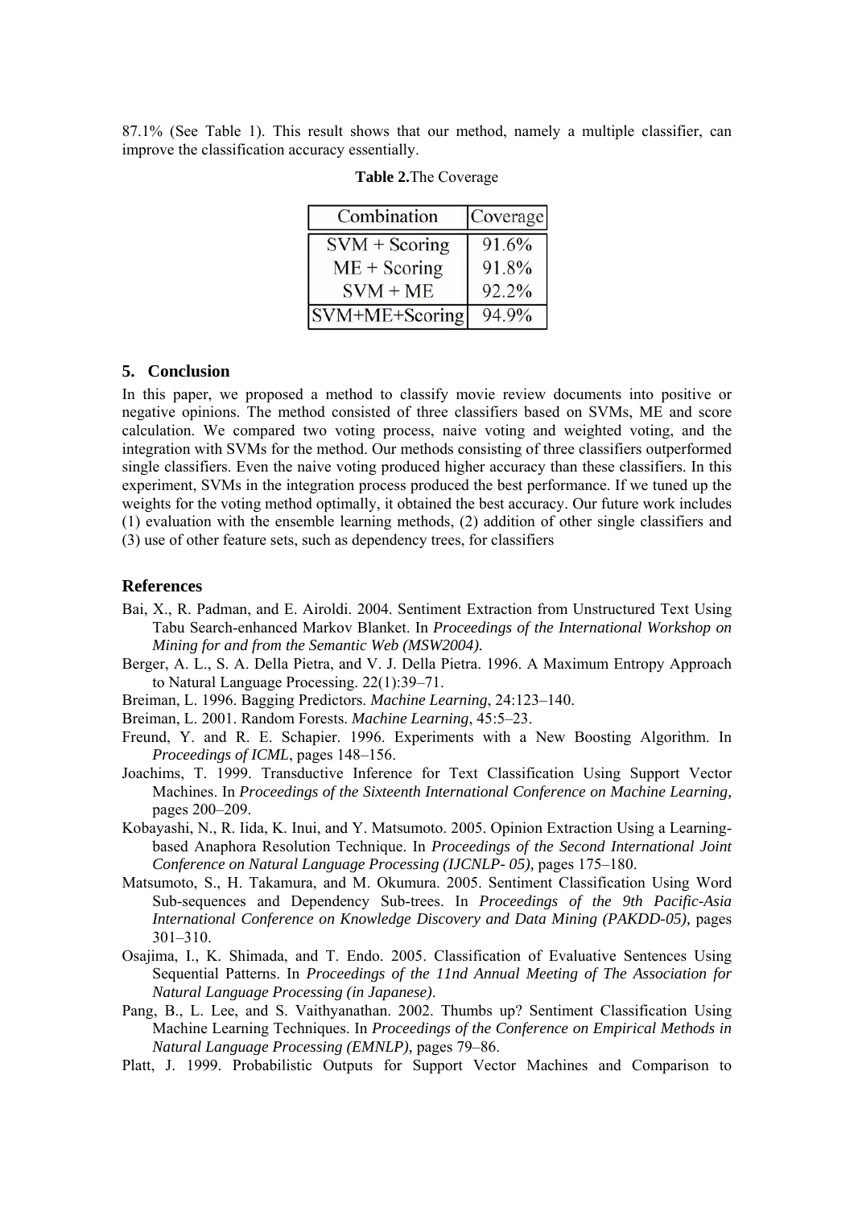87.1% (See Table 1). This result shows that our method, namely a multiple classifier, can improve the classification accuracy essentially.

**Table 2.**The Coverage

| Combination | Coverage |
|---|---|
| SVM + Scoring | 91.6% |
| ME + Scoring | 91.8% |
| SVM + ME | 92.2% |
| SVM+ME+Scoring | 94.9% |

## 5. Conclusion

In this paper, we proposed a method to classify movie review documents into positive or negative opinions. The method consisted of three classifiers based on SVMs, ME and score calculation. We compared two voting process, naive voting and weighted voting, and the integration with SVMs for the method. Our methods consisting of three classifiers outperformed single classifiers. Even the naive voting produced higher accuracy than these classifiers. In this experiment, SVMs in the integration process produced the best performance. If we tuned up the weights for the voting method optimally, it obtained the best accuracy. Our future work includes (1) evaluation with the ensemble learning methods, (2) addition of other single classifiers and (3) use of other feature sets, such as dependency trees, for classifiers

## References

Bai, X., R. Padman, and E. Airoldi. 2004. Sentiment Extraction from Unstructured Text Using Tabu Search-enhanced Markov Blanket. In *Proceedings of the International Workshop on Mining for and from the Semantic Web (MSW2004).*

Berger, A. L., S. A. Della Pietra, and V. J. Della Pietra. 1996. A Maximum Entropy Approach to Natural Language Processing. 22(1):39–71.

Breiman, L. 1996. Bagging Predictors. *Machine Learning*, 24:123–140.

Breiman, L. 2001. Random Forests. *Machine Learning*, 45:5–23.

Freund, Y. and R. E. Schapier. 1996. Experiments with a New Boosting Algorithm. In *Proceedings of ICML*, pages 148–156.

Joachims, T. 1999. Transductive Inference for Text Classification Using Support Vector Machines. In *Proceedings of the Sixteenth International Conference on Machine Learning,* pages 200–209.

Kobayashi, N., R. Iida, K. Inui, and Y. Matsumoto. 2005. Opinion Extraction Using a Learning-based Anaphora Resolution Technique. In *Proceedings of the Second International Joint Conference on Natural Language Processing (IJCNLP- 05),* pages 175–180.

Matsumoto, S., H. Takamura, and M. Okumura. 2005. Sentiment Classification Using Word Sub-sequences and Dependency Sub-trees. In *Proceedings of the 9th Pacific-Asia International Conference on Knowledge Discovery and Data Mining (PAKDD-05),* pages 301–310.

Osajima, I., K. Shimada, and T. Endo. 2005. Classification of Evaluative Sentences Using Sequential Patterns. In *Proceedings of the 11nd Annual Meeting of The Association for Natural Language Processing (in Japanese)*.

Pang, B., L. Lee, and S. Vaithyanathan. 2002. Thumbs up? Sentiment Classification Using Machine Learning Techniques. In *Proceedings of the Conference on Empirical Methods in Natural Language Processing (EMNLP),* pages 79–86.

Platt, J. 1999. Probabilistic Outputs for Support Vector Machines and Comparison to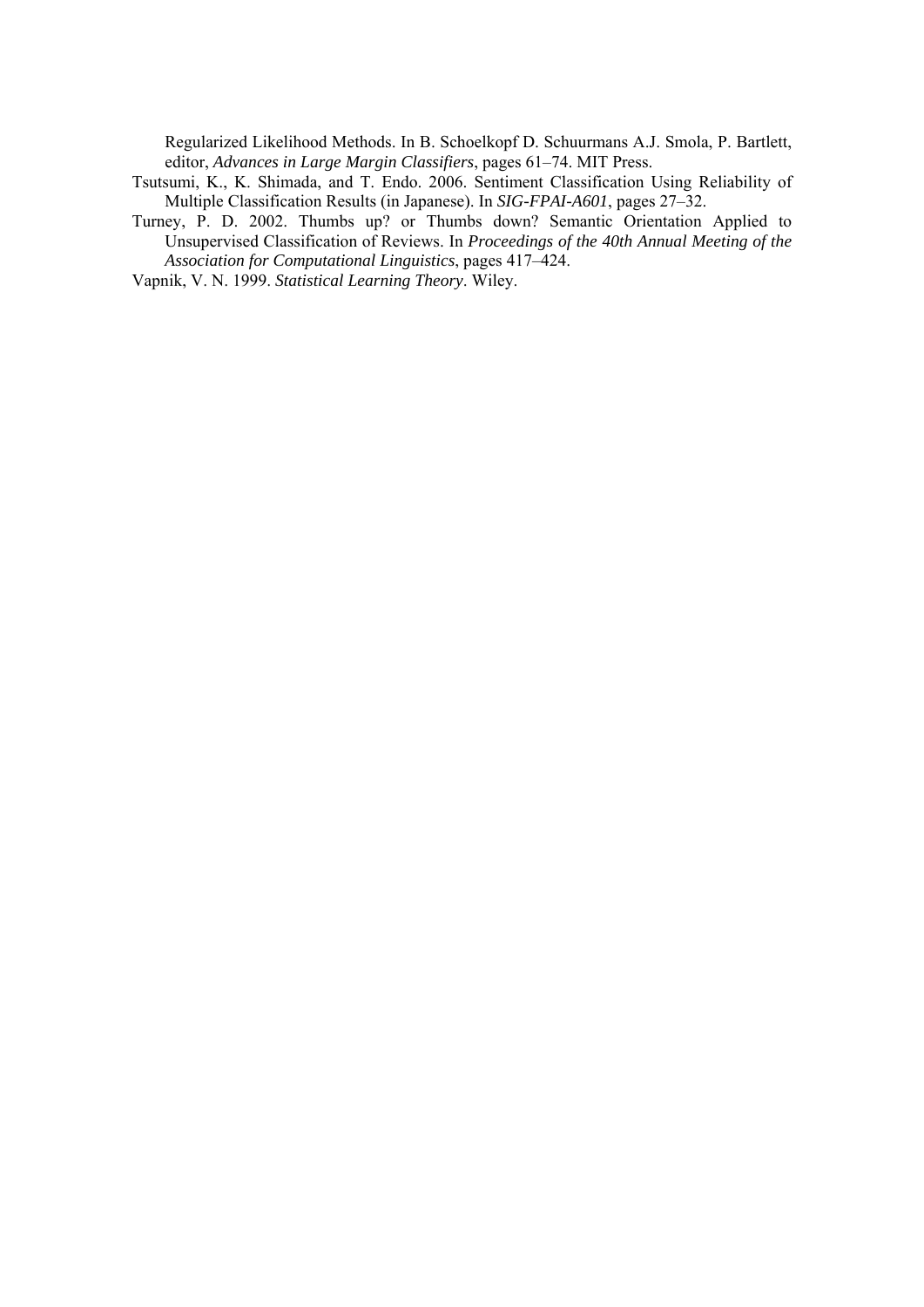Regularized Likelihood Methods. In B. Schoelkopf D. Schuurmans A.J. Smola, P. Bartlett, editor, *Advances in Large Margin Classifiers*, pages 61–74. MIT Press.

Tsutsumi, K., K. Shimada, and T. Endo. 2006. Sentiment Classification Using Reliability of Multiple Classification Results (in Japanese). In *SIG-FPAI-A601*, pages 27–32.

Turney, P. D. 2002. Thumbs up? or Thumbs down? Semantic Orientation Applied to Unsupervised Classification of Reviews. In *Proceedings of the 40th Annual Meeting of the Association for Computational Linguistics*, pages 417–424.

Vapnik, V. N. 1999. *Statistical Learning Theory*. Wiley.